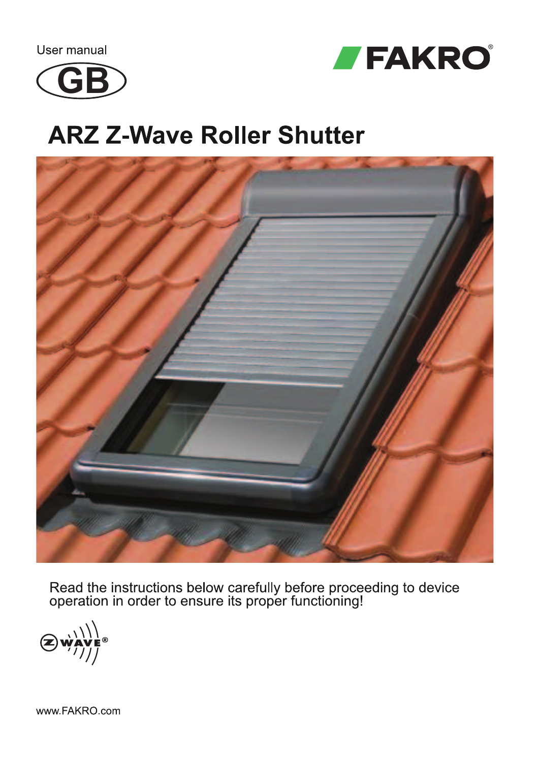User manual

GB

FAKRO®

# ARZ Z-Wave Roller Shutter

Read the instructions below carefully before proceeding to device operation in order to ensure its proper functioning!

Z-WAVE®

www.FAKRO.com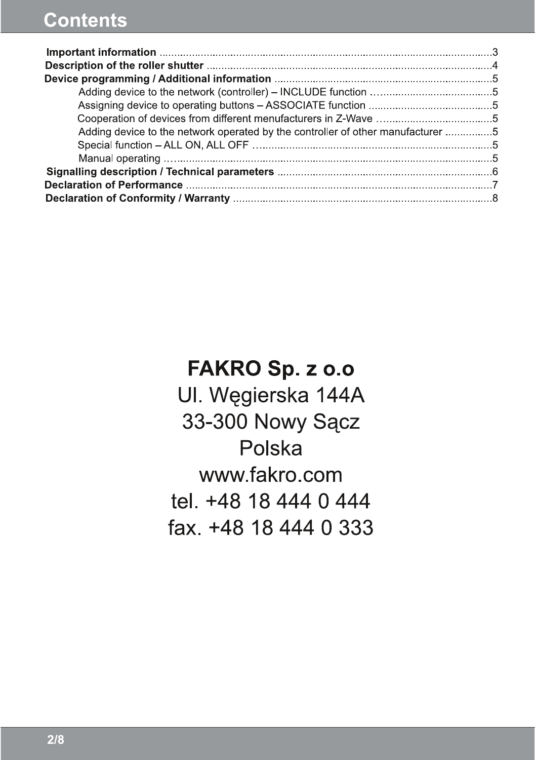# Contents

**Important information** .......................................................................................................3

**Description of the roller shutter** ..........................................................................................4

**Device programming / Additional information** ....................................................................5

- Adding device to the network (controller) – INCLUDE function .........................................5
- Assigning device to operating buttons – ASSOCIATE function ..........................................5
- Cooperation of devices from different menufacturers in Z-Wave .........................................5
- Adding device to the network operated by the controller of other manufacturer ................5
- Special function – ALL ON, ALL OFF ..................................................................................5
- Manual operating ..................................................................................................................5

**Signalling description / Technical parameters** ......................................................................6

**Declaration of Performance** ..................................................................................................7

**Declaration of Conformity / Warranty** ...................................................................................8

**FAKRO Sp. z o.o**
Ul. Węgierska 144A
33-300 Nowy Sącz
Polska
www.fakro.com
tel. +48 18 444 0 444
fax. +48 18 444 0 333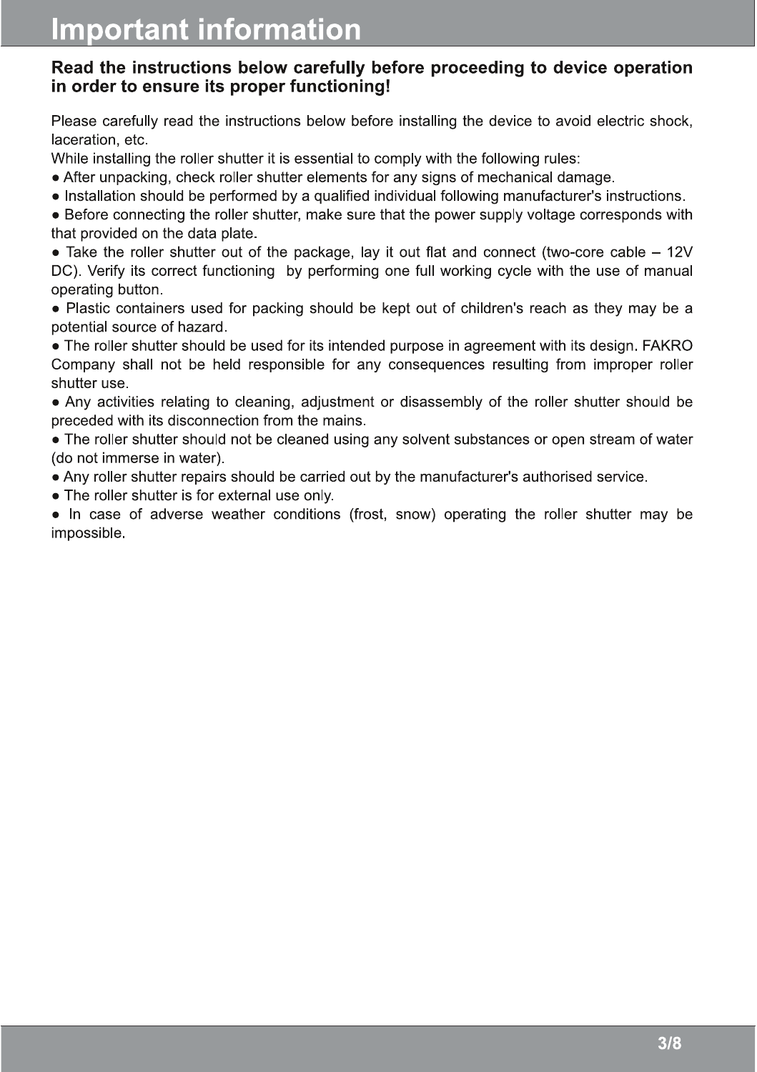# Important information

**Read the instructions below carefully before proceeding to device operation in order to ensure its proper functioning!**

Please carefully read the instructions below before installing the device to avoid electric shock, laceration, etc.

While installing the roller shutter it is essential to comply with the following rules:

- After unpacking, check roller shutter elements for any signs of mechanical damage.
- Installation should be performed by a qualified individual following manufacturer's instructions.
- Before connecting the roller shutter, make sure that the power supply voltage corresponds with that provided on the data plate.
- Take the roller shutter out of the package, lay it out flat and connect (two-core cable – 12V DC). Verify its correct functioning by performing one full working cycle with the use of manual operating button.
- Plastic containers used for packing should be kept out of children's reach as they may be a potential source of hazard.
- The roller shutter should be used for its intended purpose in agreement with its design. FAKRO Company shall not be held responsible for any consequences resulting from improper roller shutter use.
- Any activities relating to cleaning, adjustment or disassembly of the roller shutter should be preceded with its disconnection from the mains.
- The roller shutter should not be cleaned using any solvent substances or open stream of water (do not immerse in water).
- Any roller shutter repairs should be carried out by the manufacturer's authorised service.
- The roller shutter is for external use only.
- In case of adverse weather conditions (frost, snow) operating the roller shutter may be impossible.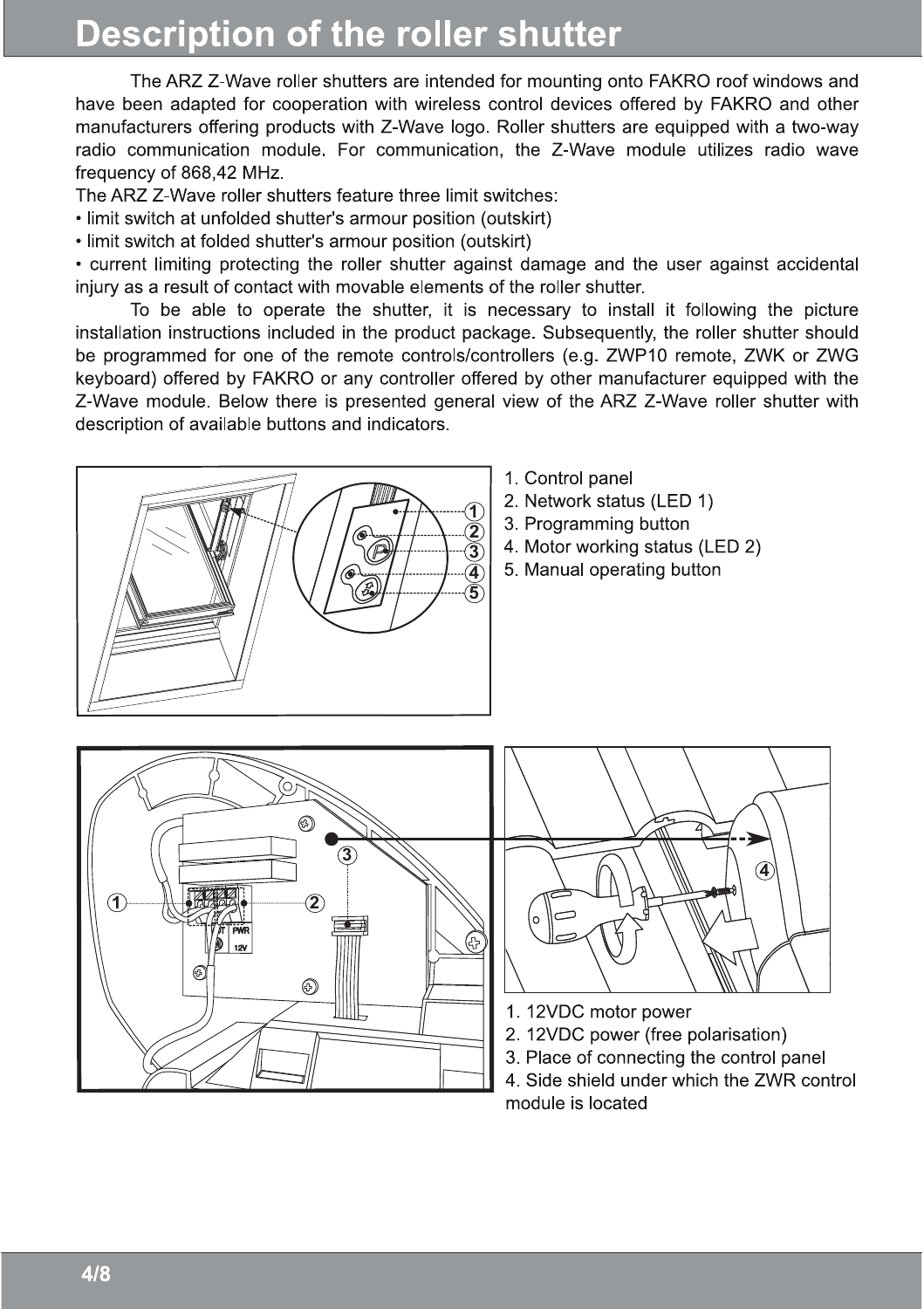# Description of the roller shutter

The ARZ Z-Wave roller shutters are intended for mounting onto FAKRO roof windows and have been adapted for cooperation with wireless control devices offered by FAKRO and other manufacturers offering products with Z-Wave logo. Roller shutters are equipped with a two-way radio communication module. For communication, the Z-Wave module utilizes radio wave frequency of 868,42 MHz.

The ARZ Z-Wave roller shutters feature three limit switches:

- limit switch at unfolded shutter's armour position (outskirt)
- limit switch at folded shutter's armour position (outskirt)
- current limiting protecting the roller shutter against damage and the user against accidental injury as a result of contact with movable elements of the roller shutter.

To be able to operate the shutter, it is necessary to install it following the picture installation instructions included in the product package. Subsequently, the roller shutter should be programmed for one of the remote controls/controllers (e.g. ZWP10 remote, ZWK or ZWG keyboard) offered by FAKRO or any controller offered by other manufacturer equipped with the Z-Wave module. Below there is presented general view of the ARZ Z-Wave roller shutter with description of available buttons and indicators.

1. Control panel
2. Network status (LED 1)
3. Programming button
4. Motor working status (LED 2)
5. Manual operating button

1. 12VDC motor power
2. 12VDC power (free polarisation)
3. Place of connecting the control panel
4. Side shield under which the ZWR control module is located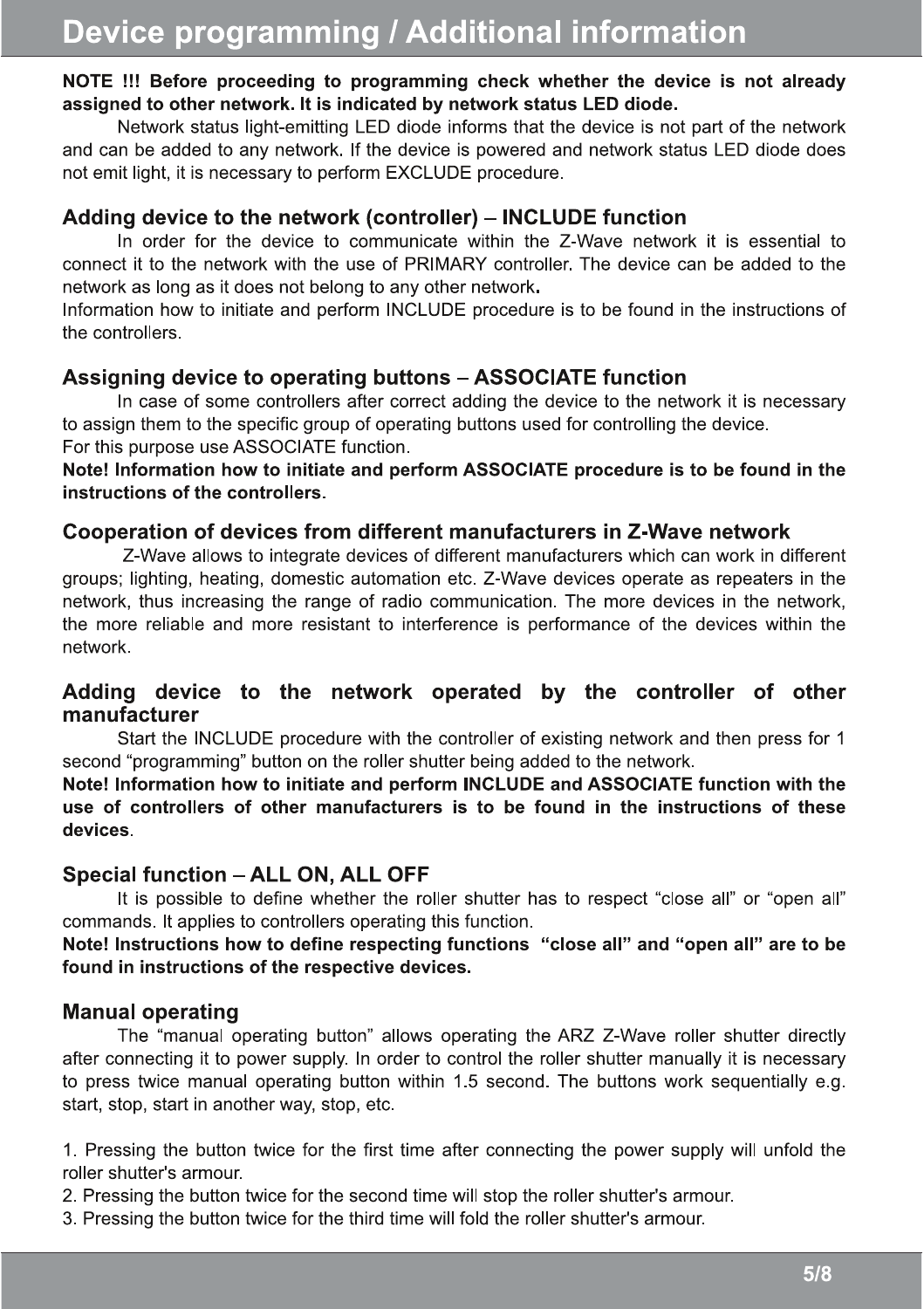# Device programming / Additional information

**NOTE !!! Before proceeding to programming check whether the device is not already assigned to other network. It is indicated by network status LED diode.**

Network status light-emitting LED diode informs that the device is not part of the network and can be added to any network. If the device is powered and network status LED diode does not emit light, it is necessary to perform EXCLUDE procedure.

## Adding device to the network (controller) – INCLUDE function

In order for the device to communicate within the Z-Wave network it is essential to connect it to the network with the use of PRIMARY controller. The device can be added to the network as long as it does not belong to any other network**.**
Information how to initiate and perform INCLUDE procedure is to be found in the instructions of the controllers.

## Assigning device to operating buttons – ASSOCIATE function

In case of some controllers after correct adding the device to the network it is necessary to assign them to the specific group of operating buttons used for controlling the device.
For this purpose use ASSOCIATE function.
**Note! Information how to initiate and perform ASSOCIATE procedure is to be found in the instructions of the controllers**.

## Cooperation of devices from different manufacturers in Z-Wave network

Z-Wave allows to integrate devices of different manufacturers which can work in different groups; lighting, heating, domestic automation etc. Z-Wave devices operate as repeaters in the network, thus increasing the range of radio communication. The more devices in the network, the more reliable and more resistant to interference is performance of the devices within the network.

## Adding device to the network operated by the controller of other manufacturer

Start the INCLUDE procedure with the controller of existing network and then press for 1 second "programming" button on the roller shutter being added to the network.
**Note! Information how to initiate and perform INCLUDE and ASSOCIATE function with the use of controllers of other manufacturers is to be found in the instructions of these devices**.

## Special function – ALL ON, ALL OFF

It is possible to define whether the roller shutter has to respect "close all" or "open all" commands. It applies to controllers operating this function.
**Note! Instructions how to define respecting functions "close all" and "open all" are to be found in instructions of the respective devices.**

## Manual operating

The "manual operating button" allows operating the ARZ Z-Wave roller shutter directly after connecting it to power supply. In order to control the roller shutter manually it is necessary to press twice manual operating button within 1.5 second. The buttons work sequentially e.g. start, stop, start in another way, stop, etc.

1. Pressing the button twice for the first time after connecting the power supply will unfold the roller shutter's armour.
2. Pressing the button twice for the second time will stop the roller shutter's armour.
3. Pressing the button twice for the third time will fold the roller shutter's armour.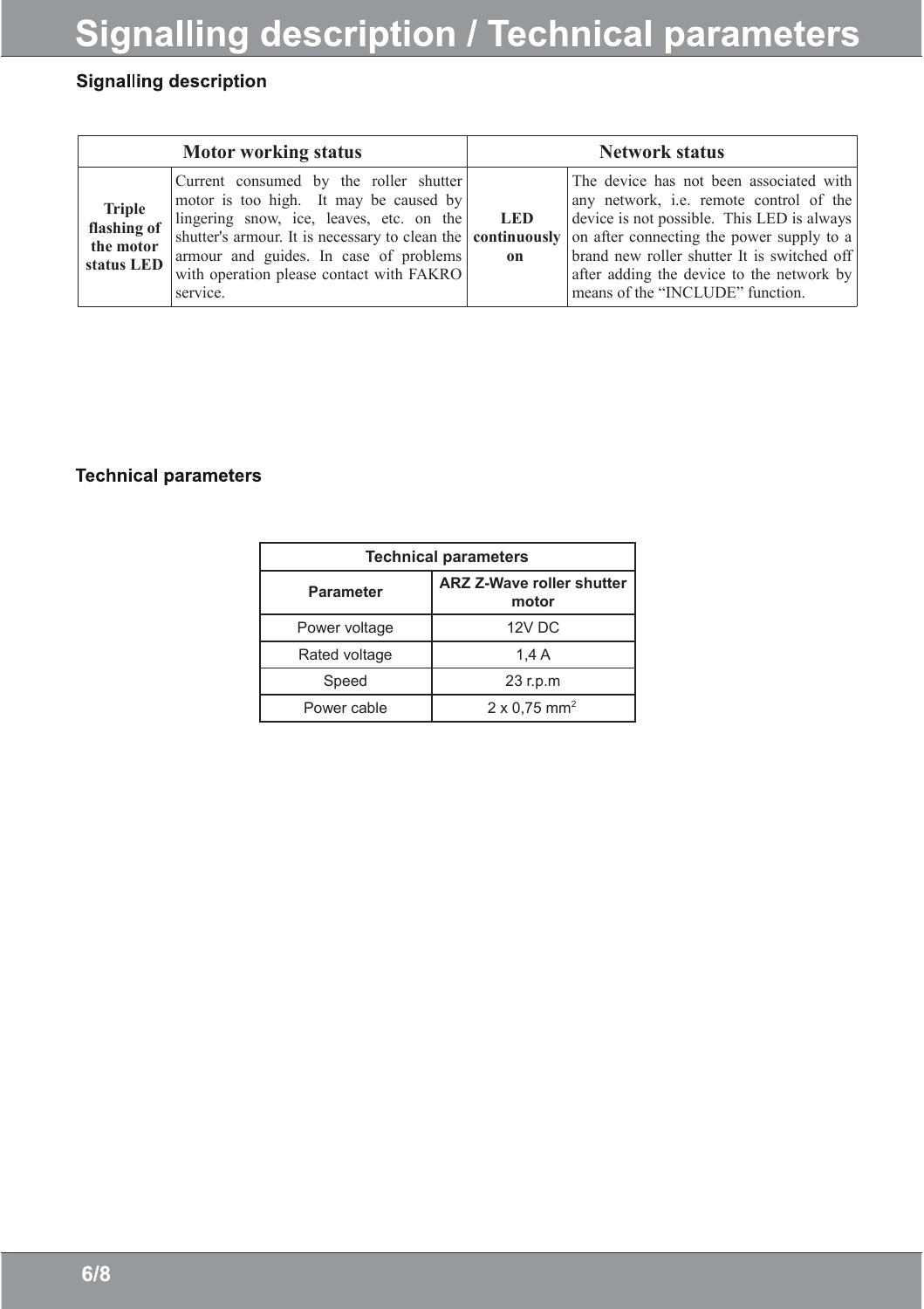# Signalling description / Technical parameters

## Signalling description

| Motor working status | | Network status | |
|---|---|---|---|
| **Triple flashing of the motor status LED** | Current consumed by the roller shutter motor is too high. It may be caused by lingering snow, ice, leaves, etc. on the shutter's armour. It is necessary to clean the armour and guides. In case of problems with operation please contact with FAKRO service. | **LED continuously on** | The device has not been associated with any network, i.e. remote control of the device is not possible. This LED is always on after connecting the power supply to a brand new roller shutter It is switched off after adding the device to the network by means of the “INCLUDE” function. |

## Technical parameters

| Technical parameters | |
|---|---|
| **Parameter** | **ARZ Z-Wave roller shutter motor** |
| Power voltage | 12V DC |
| Rated voltage | 1,4 A |
| Speed | 23 r.p.m |
| Power cable | 2 x 0,75 $mm^2$ |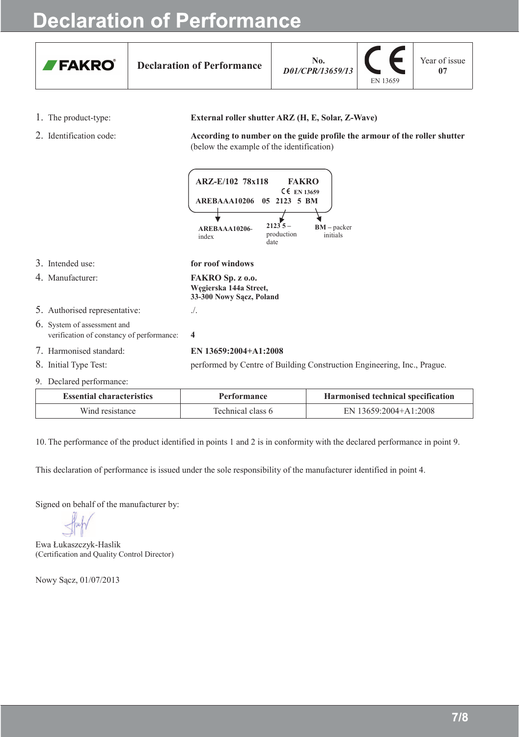# Declaration of Performance

| FAKRO | Declaration of Performance | No. *D01/CPR/13659/13* | CE EN 13659 | Year of issue **07** |
|---|---|---|---|---|

1. The product-type: **External roller shutter ARZ (H, E, Solar, Z-Wave)**

2. Identification code: **According to number on the guide profile the armour of the roller shutter** (below the example of the identification)

   ```
   ARZ-E/102  78x118        FAKRO
                            CE EN 13659
   AREBAAA10206   05  2123  5  BM
   ```

   **AREBAAA10206**- index
   **2123 5** – production date
   **BM** – packer initials

3. Intended use: **for roof windows**

4. Manufacturer: **FAKRO Sp. z o.o.**
   **Węgierska 144a Street,**
   **33-300 Nowy Sącz, Poland**

5. Authorised representative: ./.

6. System of assessment and verification of constancy of performance: **4**

7. Harmonised standard: **EN 13659:2004+A1:2008**

8. Initial Type Test: performed by Centre of Building Construction Engineering, Inc., Prague.

9. Declared performance:

| Essential characteristics | Performance | Harmonised technical specification |
|---|---|---|
| Wind resistance | Technical class 6 | EN 13659:2004+A1:2008 |

10. The performance of the product identified in points 1 and 2 is in conformity with the declared performance in point 9.

This declaration of performance is issued under the sole responsibility of the manufacturer identified in point 4.

Signed on behalf of the manufacturer by:

Ewa Łukaszczyk-Haslik
(Certification and Quality Control Director)

Nowy Sącz, 01/07/2013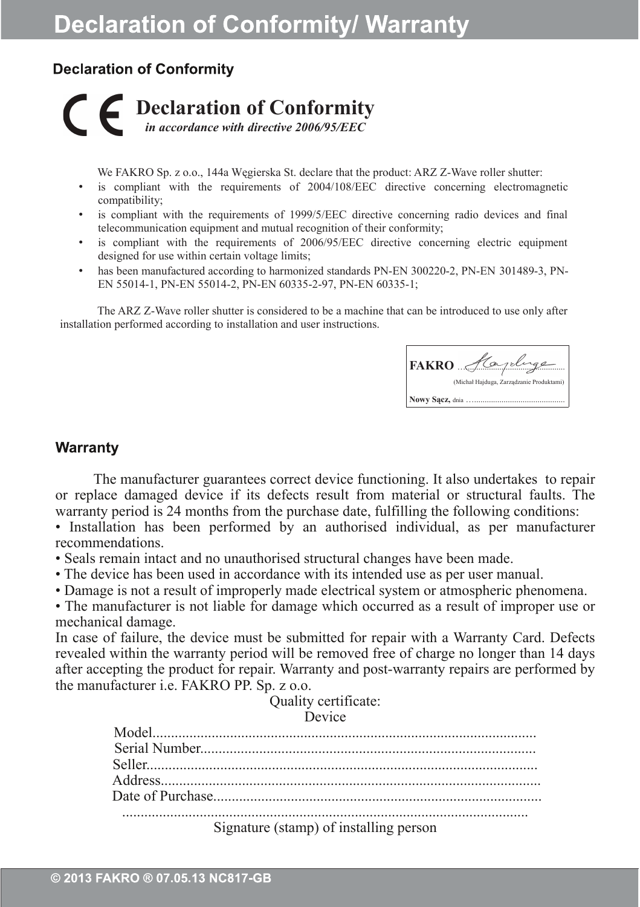# Declaration of Conformity/ Warranty

## Declaration of Conformity

CE **Declaration of Conformity**

*in accordance with directive 2006/95/EEC*

We FAKRO Sp. z o.o., 144a Węgierska St. declare that the product: ARZ Z-Wave roller shutter:

- is compliant with the requirements of 2004/108/EEC directive concerning electromagnetic compatibility;
- is compliant with the requirements of 1999/5/EEC directive concerning radio devices and final telecommunication equipment and mutual recognition of their conformity;
- is compliant with the requirements of 2006/95/EEC directive concerning electric equipment designed for use within certain voltage limits;
- has been manufactured according to harmonized standards PN-EN 300220-2, PN-EN 301489-3, PN-EN 55014-1, PN-EN 55014-2, PN-EN 60335-2-97, PN-EN 60335-1;

The ARZ Z-Wave roller shutter is considered to be a machine that can be introduced to use only after installation performed according to installation and user instructions.

**FAKRO** ..........................................

(Michał Hajduga, Zarządzanie Produktami)

**Nowy Sącz,** dnia ..........................................

## Warranty

The manufacturer guarantees correct device functioning. It also undertakes to repair or replace damaged device if its defects result from material or structural faults. The warranty period is 24 months from the purchase date, fulfilling the following conditions:

- Installation has been performed by an authorised individual, as per manufacturer recommendations.
- Seals remain intact and no unauthorised structural changes have been made.
- The device has been used in accordance with its intended use as per user manual.
- Damage is not a result of improperly made electrical system or atmospheric phenomena.
- The manufacturer is not liable for damage which occurred as a result of improper use or mechanical damage.

In case of failure, the device must be submitted for repair with a Warranty Card. Defects revealed within the warranty period will be removed free of charge no longer than 14 days after accepting the product for repair. Warranty and post-warranty repairs are performed by the manufacturer i.e. FAKRO PP. Sp. z o.o.

Quality certificate:

Device

Model.......................................................................................................

Serial Number..........................................................................................

Seller.........................................................................................................

Address......................................................................................................

Date of Purchase.......................................................................................

............................................................................................................

Signature (stamp) of installing person

© 2013 FAKRO ® 07.05.13 NC817-GB